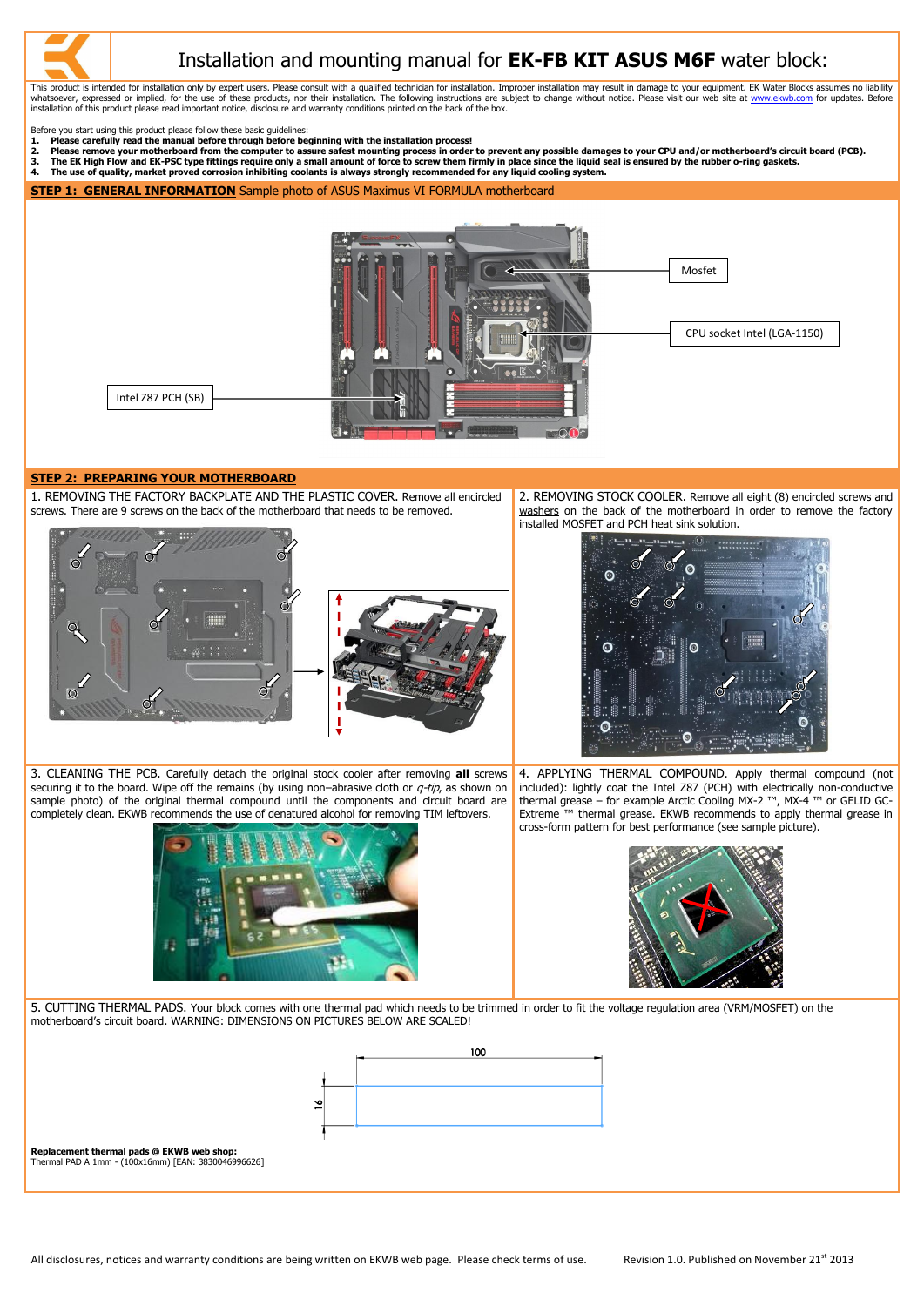# Installation and mounting manual for **EK-FB KIT ASUS M6F** water block:

This product is intended for installation only by expert users. Please consult with a qualified technician for installation. Improper installation may result in damage to your equipment. EK Water Blocks assumes no liability whatsoever, expressed or implied, for the use of these products, nor their installation. The following instructions are subject to change without notice. Please visit our web site at www.ekwb.com for updates. Before installation of this product please read important notice, disclosure and warranty conditions printed on the back of the box.

Before you start using this product please follow these basic guidelines:

1. **Please carefully read the manual before through before beginning with the installation process!**
2. **Please remove your motherboard from the computer to assure safest mounting process in order to prevent any possible damages to your CPU and/or motherboard's circuit board (PCB).**
3. **The EK High Flow and EK-PSC type fittings require only a small amount of force to screw them firmly in place since the liquid seal is ensured by the rubber o-ring gaskets.**
4. **The use of quality, market proved corrosion inhibiting coolants is always strongly recommended for any liquid cooling system.**

## STEP 1: GENERAL INFORMATION Sample photo of ASUS Maximus VI FORMULA motherboard

Mosfet

CPU socket Intel (LGA-1150)

Intel Z87 PCH (SB)

## STEP 2: PREPARING YOUR MOTHERBOARD

1. REMOVING THE FACTORY BACKPLATE AND THE PLASTIC COVER. Remove all encircled screws. There are 9 screws on the back of the motherboard that needs to be removed.

2. REMOVING STOCK COOLER. Remove all eight (8) encircled screws and washers on the back of the motherboard in order to remove the factory installed MOSFET and PCH heat sink solution.

3. CLEANING THE PCB. Carefully detach the original stock cooler after removing **all** screws securing it to the board. Wipe off the remains (by using non–abrasive cloth or *q-tip*, as shown on sample photo) of the original thermal compound until the components and circuit board are completely clean. EKWB recommends the use of denatured alcohol for removing TIM leftovers.

4. APPLYING THERMAL COMPOUND. Apply thermal compound (not included): lightly coat the Intel Z87 (PCH) with electrically non-conductive thermal grease – for example Arctic Cooling MX-2 ™, MX-4 ™ or GELID GC-Extreme ™ thermal grease. EKWB recommends to apply thermal grease in cross-form pattern for best performance (see sample picture).

5. CUTTING THERMAL PADS. Your block comes with one thermal pad which needs to be trimmed in order to fit the voltage regulation area (VRM/MOSFET) on the motherboard's circuit board. WARNING: DIMENSIONS ON PICTURES BELOW ARE SCALED!

100

16

**Replacement thermal pads @ EKWB web shop:**
Thermal PAD A 1mm - (100x16mm) [EAN: 3830046996626]

All disclosures, notices and warranty conditions are being written on EKWB web page. Please check terms of use. Revision 1.0. Published on November 21st 2013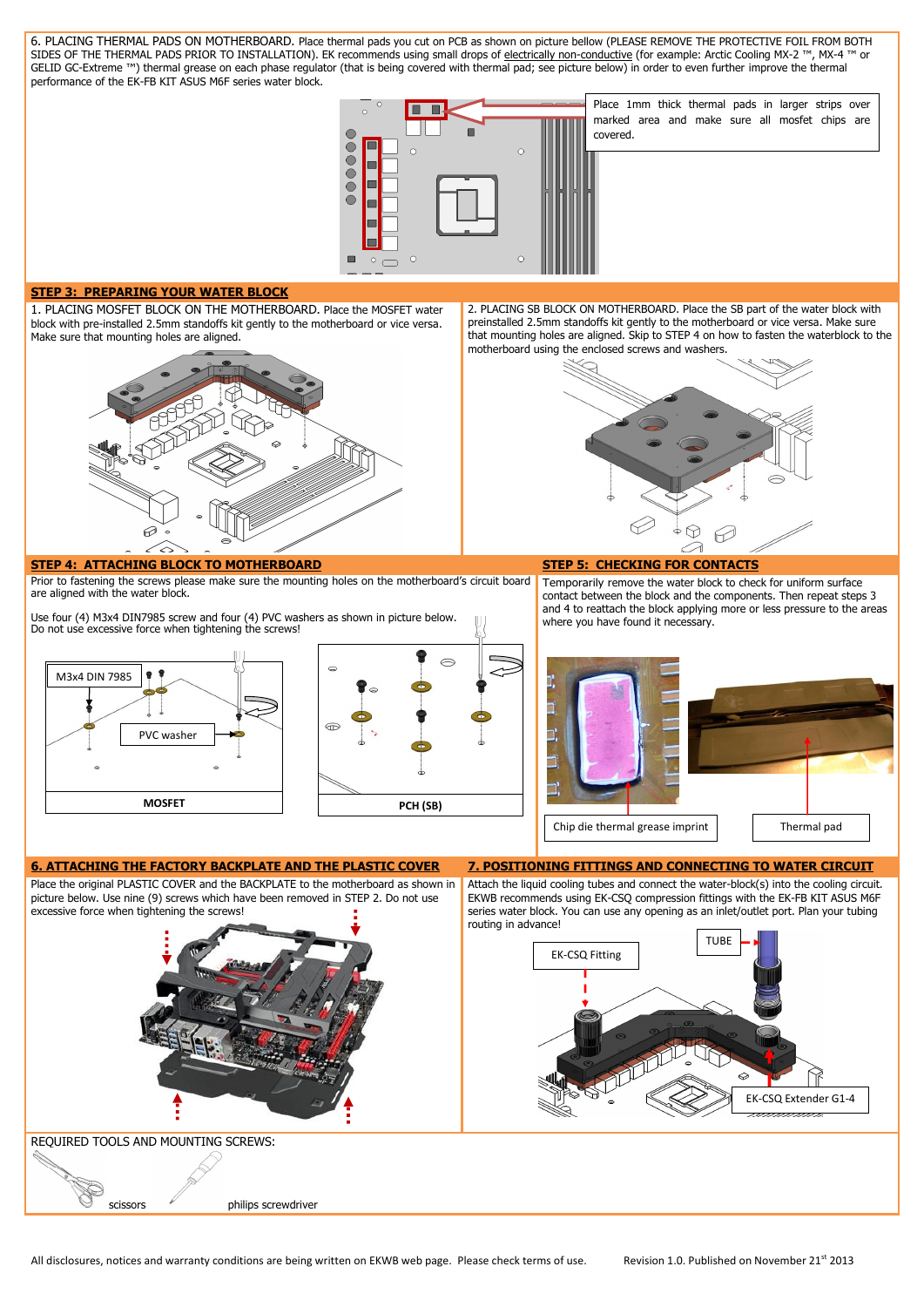6. PLACING THERMAL PADS ON MOTHERBOARD. Place thermal pads you cut on PCB as shown on picture bellow (PLEASE REMOVE THE PROTECTIVE FOIL FROM BOTH SIDES OF THE THERMAL PADS PRIOR TO INSTALLATION). EK recommends using small drops of electrically non-conductive (for example: Arctic Cooling MX-2 ™, MX-4 ™ or GELID GC-Extreme ™) thermal grease on each phase regulator (that is being covered with thermal pad; see picture below) in order to even further improve the thermal performance of the EK-FB KIT ASUS M6F series water block.

Place 1mm thick thermal pads in larger strips over marked area and make sure all mosfet chips are covered.

## STEP 3: PREPARING YOUR WATER BLOCK

1. PLACING MOSFET BLOCK ON THE MOTHERBOARD. Place the MOSFET water block with pre-installed 2.5mm standoffs kit gently to the motherboard or vice versa. Make sure that mounting holes are aligned.

2. PLACING SB BLOCK ON MOTHERBOARD. Place the SB part of the water block with preinstalled 2.5mm standoffs kit gently to the motherboard or vice versa. Make sure that mounting holes are aligned. Skip to STEP 4 on how to fasten the waterblock to the motherboard using the enclosed screws and washers.

## STEP 4: ATTACHING BLOCK TO MOTHERBOARD

Prior to fastening the screws please make sure the mounting holes on the motherboard's circuit board are aligned with the water block.

Use four (4) M3x4 DIN7985 screw and four (4) PVC washers as shown in picture below.
Do not use excessive force when tightening the screws!

M3x4 DIN 7985

PVC washer

MOSFET

PCH (SB)

## STEP 5: CHECKING FOR CONTACTS

Temporarily remove the water block to check for uniform surface contact between the block and the components. Then repeat steps 3 and 4 to reattach the block applying more or less pressure to the areas where you have found it necessary.

Chip die thermal grease imprint

Thermal pad

## 6. ATTACHING THE FACTORY BACKPLATE AND THE PLASTIC COVER

Place the original PLASTIC COVER and the BACKPLATE to the motherboard as shown in picture below. Use nine (9) screws which have been removed in STEP 2. Do not use excessive force when tightening the screws!

## 7. POSITIONING FITTINGS AND CONNECTING TO WATER CIRCUIT

Attach the liquid cooling tubes and connect the water-block(s) into the cooling circuit. EKWB recommends using EK-CSQ compression fittings with the EK-FB KIT ASUS M6F series water block. You can use any opening as an inlet/outlet port. Plan your tubing routing in advance!

EK-CSQ Fitting

TUBE

EK-CSQ Extender G1-4

REQUIRED TOOLS AND MOUNTING SCREWS:

scissors

philips screwdriver

All disclosures, notices and warranty conditions are being written on EKWB web page. Please check terms of use.

Revision 1.0. Published on November 21st 2013